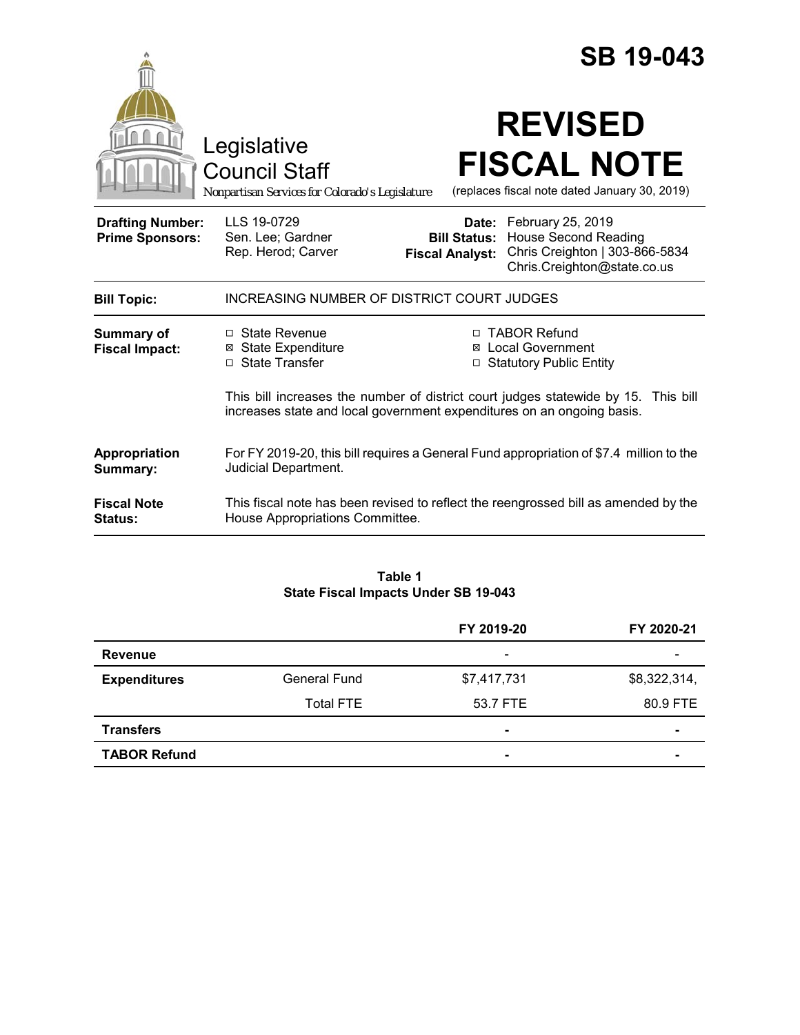# SB 19-043

Legislative Council Staff

*Nonpartisan Services for Colorado's Legislature*

# REVISED FISCAL NOTE

(replaces fiscal note dated January 30, 2019)

| | | | |
|---|---|---|---|
| **Drafting Number:** | LLS 19-0729 | **Date:** | February 25, 2019 |
| **Prime Sponsors:** | Sen. Lee; Gardner<br>Rep. Herod; Carver | **Bill Status:** | House Second Reading |
| | | **Fiscal Analyst:** | Chris Creighton \| 303-866-5834<br>Chris.Creighton@state.co.us |

| | |
|---|---|
| **Bill Topic:** | INCREASING NUMBER OF DISTRICT COURT JUDGES |
| **Summary of Fiscal Impact:** | ☐ State Revenue<br>☒ State Expenditure<br>☐ State Transfer<br>☐ TABOR Refund<br>☒ Local Government<br>☐ Statutory Public Entity<br><br>This bill increases the number of district court judges statewide by 15. This bill increases state and local government expenditures on an ongoing basis. |
| **Appropriation Summary:** | For FY 2019-20, this bill requires a General Fund appropriation of $7.4 million to the Judicial Department. |
| **Fiscal Note Status:** | This fiscal note has been revised to reflect the reengrossed bill as amended by the House Appropriations Committee. |

**Table 1**
**State Fiscal Impacts Under SB 19-043**

| | | FY 2019-20 | FY 2020-21 |
|---|---|---|---|
| **Revenue** | | - | - |
| **Expenditures** | General Fund | $7,417,731 | $8,322,314, |
| | Total FTE | 53.7 FTE | 80.9 FTE |
| **Transfers** | | - | - |
| **TABOR Refund** | | - | - |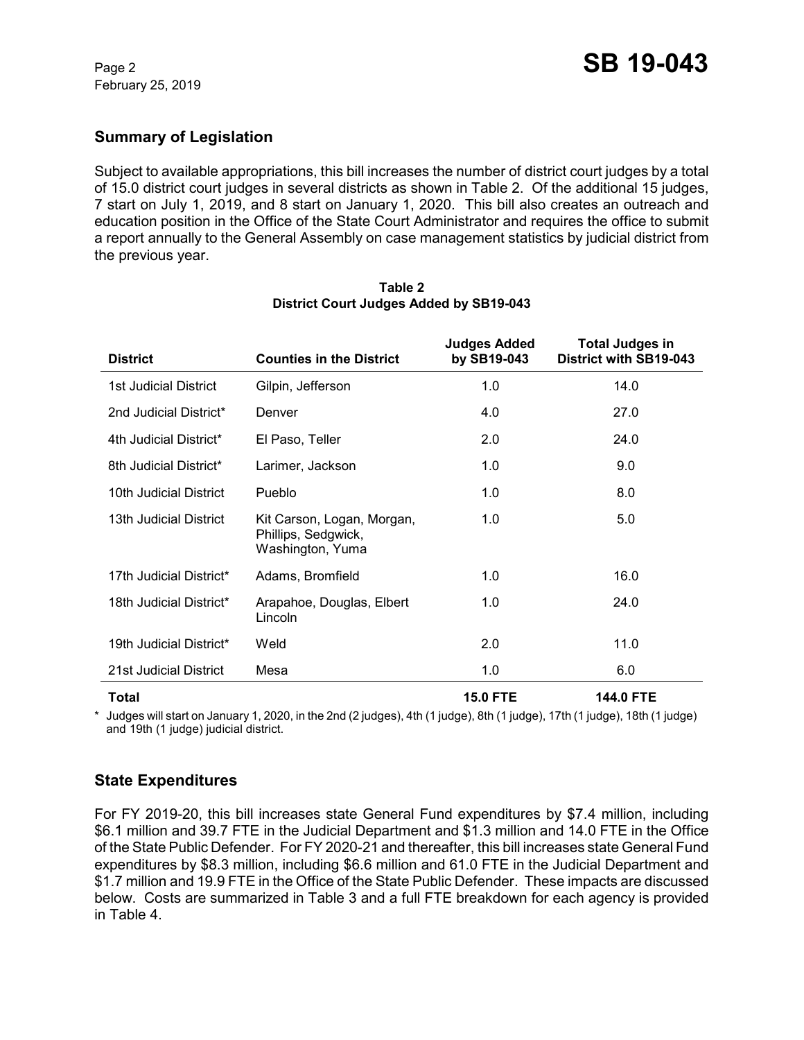## Summary of Legislation

Subject to available appropriations, this bill increases the number of district court judges by a total of 15.0 district court judges in several districts as shown in Table 2. Of the additional 15 judges, 7 start on July 1, 2019, and 8 start on January 1, 2020. This bill also creates an outreach and education position in the Office of the State Court Administrator and requires the office to submit a report annually to the General Assembly on case management statistics by judicial district from the previous year.

**Table 2**
**District Court Judges Added by SB19-043**

| District | Counties in the District | Judges Added by SB19-043 | Total Judges in District with SB19-043 |
|---|---|---|---|
| 1st Judicial District | Gilpin, Jefferson | 1.0 | 14.0 |
| 2nd Judicial District* | Denver | 4.0 | 27.0 |
| 4th Judicial District* | El Paso, Teller | 2.0 | 24.0 |
| 8th Judicial District* | Larimer, Jackson | 1.0 | 9.0 |
| 10th Judicial District | Pueblo | 1.0 | 8.0 |
| 13th Judicial District | Kit Carson, Logan, Morgan, Phillips, Sedgwick, Washington, Yuma | 1.0 | 5.0 |
| 17th Judicial District* | Adams, Bromfield | 1.0 | 16.0 |
| 18th Judicial District* | Arapahoe, Douglas, Elbert Lincoln | 1.0 | 24.0 |
| 19th Judicial District* | Weld | 2.0 | 11.0 |
| 21st Judicial District | Mesa | 1.0 | 6.0 |
| **Total** | | **15.0 FTE** | **144.0 FTE** |

\* Judges will start on January 1, 2020, in the 2nd (2 judges), 4th (1 judge), 8th (1 judge), 17th (1 judge), 18th (1 judge) and 19th (1 judge) judicial district.

## State Expenditures

For FY 2019-20, this bill increases state General Fund expenditures by $7.4 million, including $6.1 million and 39.7 FTE in the Judicial Department and $1.3 million and 14.0 FTE in the Office of the State Public Defender. For FY 2020-21 and thereafter, this bill increases state General Fund expenditures by $8.3 million, including $6.6 million and 61.0 FTE in the Judicial Department and $1.7 million and 19.9 FTE in the Office of the State Public Defender. These impacts are discussed below. Costs are summarized in Table 3 and a full FTE breakdown for each agency is provided in Table 4.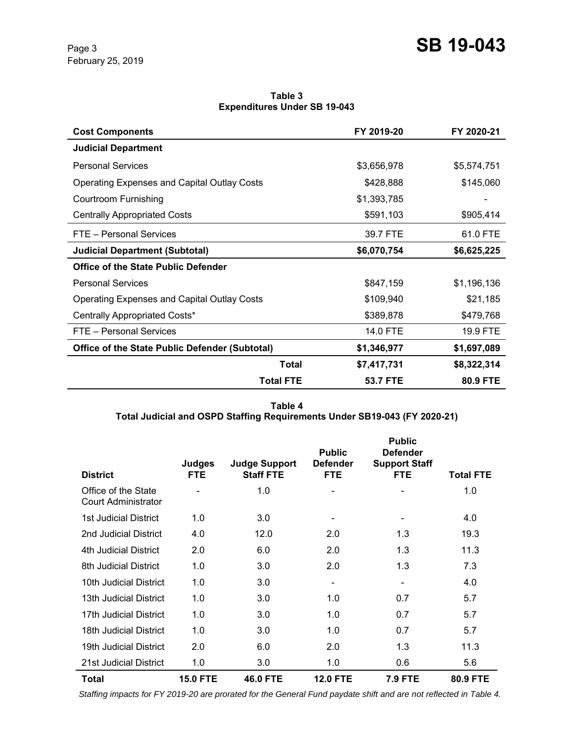**Table 3**
**Expenditures Under SB 19-043**

| Cost Components | FY 2019-20 | FY 2020-21 |
|---|---|---|
| **Judicial Department** | | |
| Personal Services | $3,656,978 | $5,574,751 |
| Operating Expenses and Capital Outlay Costs | $428,888 | $145,060 |
| Courtroom Furnishing | $1,393,785 | - |
| Centrally Appropriated Costs | $591,103 | $905,414 |
| FTE – Personal Services | 39.7 FTE | 61.0 FTE |
| **Judicial Department (Subtotal)** | **$6,070,754** | **$6,625,225** |
| **Office of the State Public Defender** | | |
| Personal Services | $847,159 | $1,196,136 |
| Operating Expenses and Capital Outlay Costs | $109,940 | $21,185 |
| Centrally Appropriated Costs* | $389,878 | $479,768 |
| FTE – Personal Services | 14.0 FTE | 19.9 FTE |
| **Office of the State Public Defender (Subtotal)** | **$1,346,977** | **$1,697,089** |
| **Total** | **$7,417,731** | **$8,322,314** |
| **Total FTE** | **53.7 FTE** | **80.9 FTE** |

**Table 4**
**Total Judicial and OSPD Staffing Requirements Under SB19-043 (FY 2020-21)**

| District | Judges FTE | Judge Support Staff FTE | Public Defender FTE | Public Defender Support Staff FTE | Total FTE |
|---|---|---|---|---|---|
| Office of the State Court Administrator | - | 1.0 | - | - | 1.0 |
| 1st Judicial District | 1.0 | 3.0 | - | - | 4.0 |
| 2nd Judicial District | 4.0 | 12.0 | 2.0 | 1.3 | 19.3 |
| 4th Judicial District | 2.0 | 6.0 | 2.0 | 1.3 | 11.3 |
| 8th Judicial District | 1.0 | 3.0 | 2.0 | 1.3 | 7.3 |
| 10th Judicial District | 1.0 | 3.0 | - | - | 4.0 |
| 13th Judicial District | 1.0 | 3.0 | 1.0 | 0.7 | 5.7 |
| 17th Judicial District | 1.0 | 3.0 | 1.0 | 0.7 | 5.7 |
| 18th Judicial District | 1.0 | 3.0 | 1.0 | 0.7 | 5.7 |
| 19th Judicial District | 2.0 | 6.0 | 2.0 | 1.3 | 11.3 |
| 21st Judicial District | 1.0 | 3.0 | 1.0 | 0.6 | 5.6 |
| **Total** | **15.0 FTE** | **46.0 FTE** | **12.0 FTE** | **7.9 FTE** | **80.9 FTE** |

*Staffing impacts for FY 2019-20 are prorated for the General Fund paydate shift and are not reflected in Table 4.*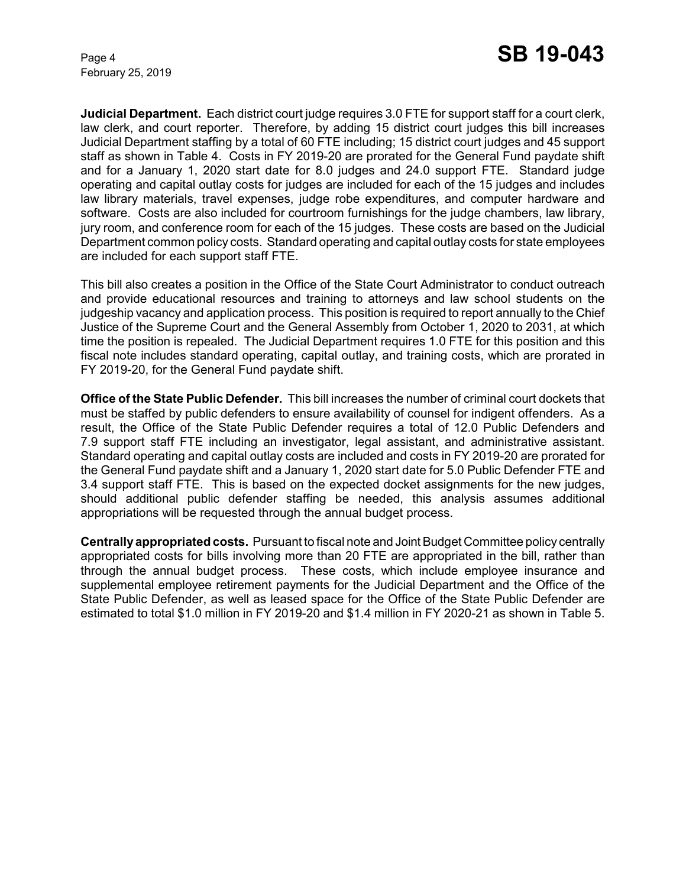**Judicial Department.** Each district court judge requires 3.0 FTE for support staff for a court clerk, law clerk, and court reporter. Therefore, by adding 15 district court judges this bill increases Judicial Department staffing by a total of 60 FTE including; 15 district court judges and 45 support staff as shown in Table 4. Costs in FY 2019-20 are prorated for the General Fund paydate shift and for a January 1, 2020 start date for 8.0 judges and 24.0 support FTE. Standard judge operating and capital outlay costs for judges are included for each of the 15 judges and includes law library materials, travel expenses, judge robe expenditures, and computer hardware and software. Costs are also included for courtroom furnishings for the judge chambers, law library, jury room, and conference room for each of the 15 judges. These costs are based on the Judicial Department common policy costs. Standard operating and capital outlay costs for state employees are included for each support staff FTE.

This bill also creates a position in the Office of the State Court Administrator to conduct outreach and provide educational resources and training to attorneys and law school students on the judgeship vacancy and application process. This position is required to report annually to the Chief Justice of the Supreme Court and the General Assembly from October 1, 2020 to 2031, at which time the position is repealed. The Judicial Department requires 1.0 FTE for this position and this fiscal note includes standard operating, capital outlay, and training costs, which are prorated in FY 2019-20, for the General Fund paydate shift.

**Office of the State Public Defender.** This bill increases the number of criminal court dockets that must be staffed by public defenders to ensure availability of counsel for indigent offenders. As a result, the Office of the State Public Defender requires a total of 12.0 Public Defenders and 7.9 support staff FTE including an investigator, legal assistant, and administrative assistant. Standard operating and capital outlay costs are included and costs in FY 2019-20 are prorated for the General Fund paydate shift and a January 1, 2020 start date for 5.0 Public Defender FTE and 3.4 support staff FTE. This is based on the expected docket assignments for the new judges, should additional public defender staffing be needed, this analysis assumes additional appropriations will be requested through the annual budget process.

**Centrally appropriated costs.** Pursuant to fiscal note and Joint Budget Committee policy centrally appropriated costs for bills involving more than 20 FTE are appropriated in the bill, rather than through the annual budget process. These costs, which include employee insurance and supplemental employee retirement payments for the Judicial Department and the Office of the State Public Defender, as well as leased space for the Office of the State Public Defender are estimated to total $1.0 million in FY 2019-20 and $1.4 million in FY 2020-21 as shown in Table 5.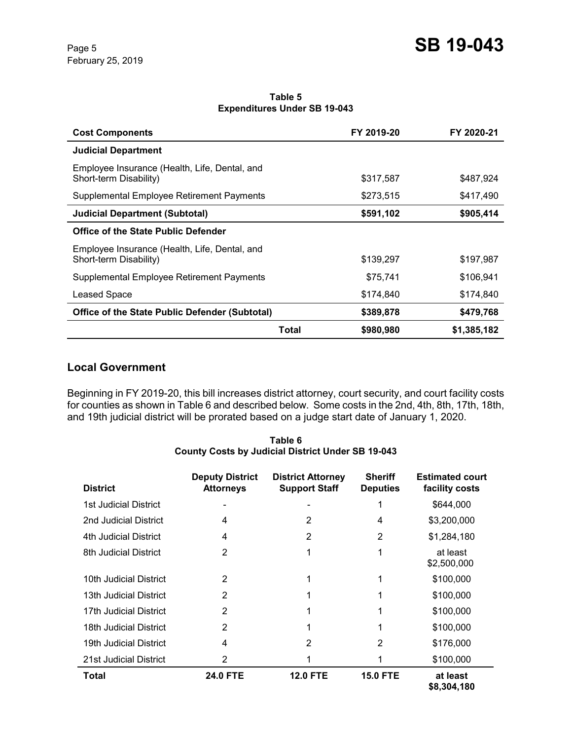**Table 5**
**Expenditures Under SB 19-043**

| Cost Components | FY 2019-20 | FY 2020-21 |
|---|---|---|
| **Judicial Department** | | |
| Employee Insurance (Health, Life, Dental, and Short-term Disability) | $317,587 | $487,924 |
| Supplemental Employee Retirement Payments | $273,515 | $417,490 |
| **Judicial Department (Subtotal)** | **$591,102** | **$905,414** |
| **Office of the State Public Defender** | | |
| Employee Insurance (Health, Life, Dental, and Short-term Disability) | $139,297 | $197,987 |
| Supplemental Employee Retirement Payments | $75,741 | $106,941 |
| Leased Space | $174,840 | $174,840 |
| **Office of the State Public Defender (Subtotal)** | **$389,878** | **$479,768** |
| **Total** | **$980,980** | **$1,385,182** |

## Local Government

Beginning in FY 2019-20, this bill increases district attorney, court security, and court facility costs for counties as shown in Table 6 and described below. Some costs in the 2nd, 4th, 8th, 17th, 18th, and 19th judicial district will be prorated based on a judge start date of January 1, 2020.

**Table 6**
**County Costs by Judicial District Under SB 19-043**

| District | Deputy District Attorneys | District Attorney Support Staff | Sheriff Deputies | Estimated court facility costs |
|---|---|---|---|---|
| 1st Judicial District | - | - | 1 | $644,000 |
| 2nd Judicial District | 4 | 2 | 4 | $3,200,000 |
| 4th Judicial District | 4 | 2 | 2 | $1,284,180 |
| 8th Judicial District | 2 | 1 | 1 | at least $2,500,000 |
| 10th Judicial District | 2 | 1 | 1 | $100,000 |
| 13th Judicial District | 2 | 1 | 1 | $100,000 |
| 17th Judicial District | 2 | 1 | 1 | $100,000 |
| 18th Judicial District | 2 | 1 | 1 | $100,000 |
| 19th Judicial District | 4 | 2 | 2 | $176,000 |
| 21st Judicial District | 2 | 1 | 1 | $100,000 |
| **Total** | **24.0 FTE** | **12.0 FTE** | **15.0 FTE** | **at least $8,304,180** |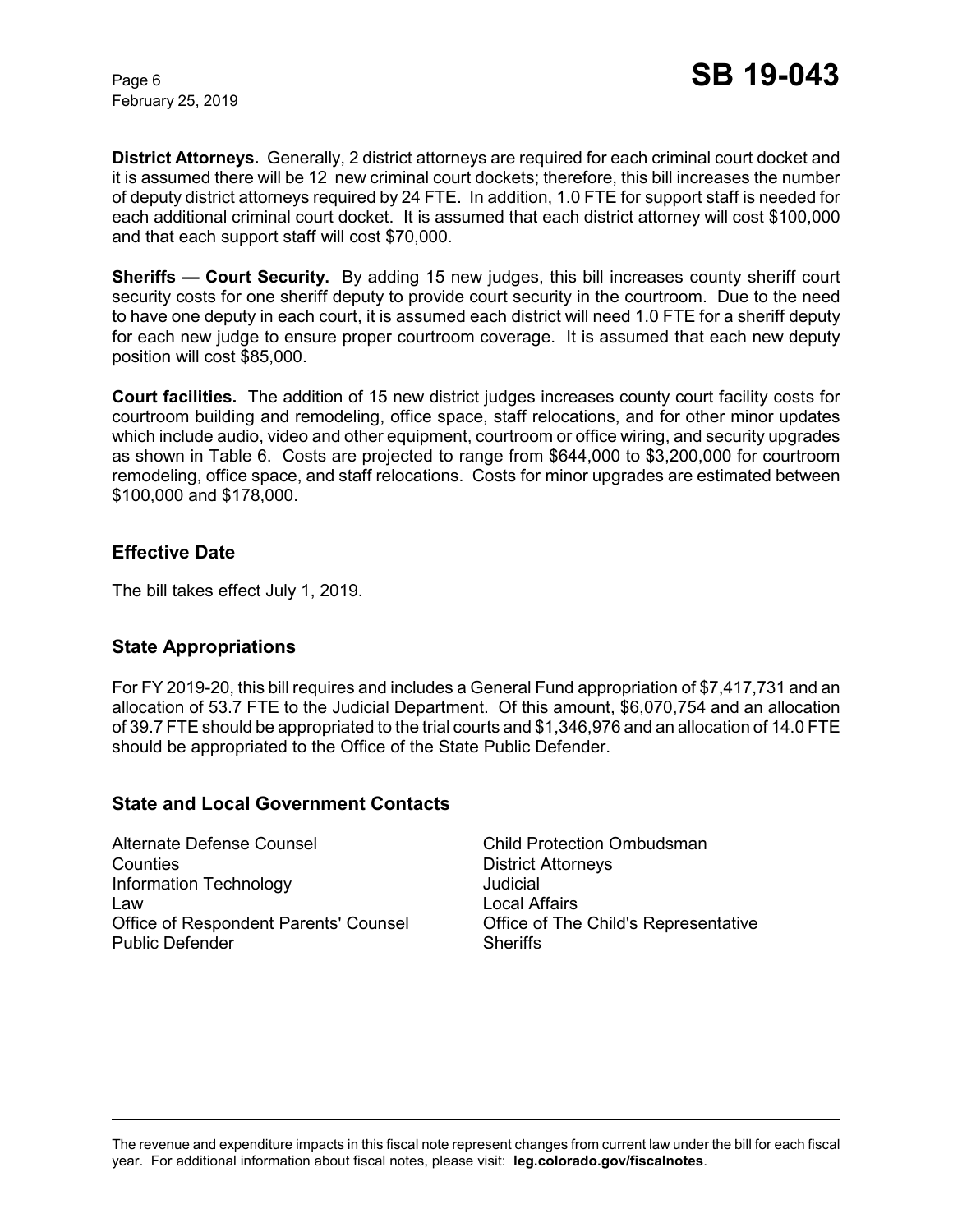**District Attorneys.** Generally, 2 district attorneys are required for each criminal court docket and it is assumed there will be 12 new criminal court dockets; therefore, this bill increases the number of deputy district attorneys required by 24 FTE. In addition, 1.0 FTE for support staff is needed for each additional criminal court docket. It is assumed that each district attorney will cost $100,000 and that each support staff will cost $70,000.

**Sheriffs — Court Security.** By adding 15 new judges, this bill increases county sheriff court security costs for one sheriff deputy to provide court security in the courtroom. Due to the need to have one deputy in each court, it is assumed each district will need 1.0 FTE for a sheriff deputy for each new judge to ensure proper courtroom coverage. It is assumed that each new deputy position will cost $85,000.

**Court facilities.** The addition of 15 new district judges increases county court facility costs for courtroom building and remodeling, office space, staff relocations, and for other minor updates which include audio, video and other equipment, courtroom or office wiring, and security upgrades as shown in Table 6. Costs are projected to range from $644,000 to $3,200,000 for courtroom remodeling, office space, and staff relocations. Costs for minor upgrades are estimated between $100,000 and $178,000.

## Effective Date

The bill takes effect July 1, 2019.

## State Appropriations

For FY 2019-20, this bill requires and includes a General Fund appropriation of $7,417,731 and an allocation of 53.7 FTE to the Judicial Department. Of this amount, $6,070,754 and an allocation of 39.7 FTE should be appropriated to the trial courts and $1,346,976 and an allocation of 14.0 FTE should be appropriated to the Office of the State Public Defender.

## State and Local Government Contacts

Alternate Defense Counsel
Child Protection Ombudsman
Counties
District Attorneys
Information Technology
Judicial
Law
Local Affairs
Office of Respondent Parents' Counsel
Office of The Child's Representative
Public Defender
Sheriffs

The revenue and expenditure impacts in this fiscal note represent changes from current law under the bill for each fiscal year. For additional information about fiscal notes, please visit: **leg.colorado.gov/fiscalnotes**.